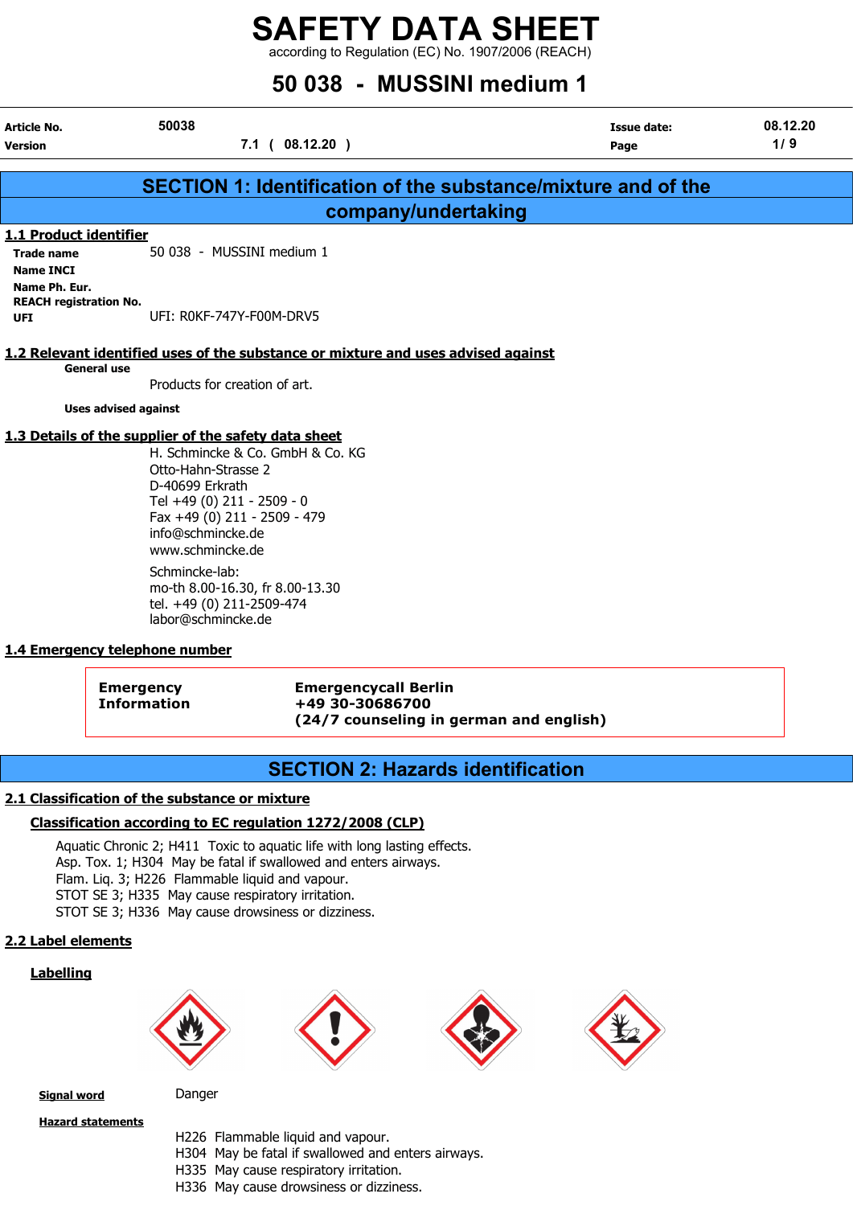# SAFETY DATA SHEET

according to Regulation (EC) No. 1907/2006 (REACH)

# 50 038 - MUSSINI medium 1

| | | | |
|---|---|---|---|
| **Article No.** | 50038 | **Issue date:** | 08.12.20 |
| **Version** | 7.1 ( 08.12.20 ) | **Page** | 1/ 9 |

## SECTION 1: Identification of the substance/mixture and of the company/undertaking

### 1.1 Product identifier

**Trade name** 50 038 - MUSSINI medium 1

**Name INCI**

**Name Ph. Eur.**

**REACH registration No.**

**UFI** UFI: R0KF-747Y-F00M-DRV5

### 1.2 Relevant identified uses of the substance or mixture and uses advised against

**General use**

Products for creation of art.

**Uses advised against**

### 1.3 Details of the supplier of the safety data sheet

H. Schmincke & Co. GmbH & Co. KG
Otto-Hahn-Strasse 2
D-40699 Erkrath
Tel +49 (0) 211 - 2509 - 0
Fax +49 (0) 211 - 2509 - 479
info@schmincke.de
www.schmincke.de

Schmincke-lab:
mo-th 8.00-16.30, fr 8.00-13.30
tel. +49 (0) 211-2509-474
labor@schmincke.de

### 1.4 Emergency telephone number

**Emergency Information**

**Emergencycall Berlin**
**+49 30-30686700**
**(24/7 counseling in german and english)**

## SECTION 2: Hazards identification

### 2.1 Classification of the substance or mixture

#### Classification according to EC regulation 1272/2008 (CLP)

Aquatic Chronic 2; H411 Toxic to aquatic life with long lasting effects.
Asp. Tox. 1; H304 May be fatal if swallowed and enters airways.
Flam. Liq. 3; H226 Flammable liquid and vapour.
STOT SE 3; H335 May cause respiratory irritation.
STOT SE 3; H336 May cause drowsiness or dizziness.

### 2.2 Label elements

#### Labelling

**Signal word** Danger

**Hazard statements**

H226 Flammable liquid and vapour.
H304 May be fatal if swallowed and enters airways.
H335 May cause respiratory irritation.
H336 May cause drowsiness or dizziness.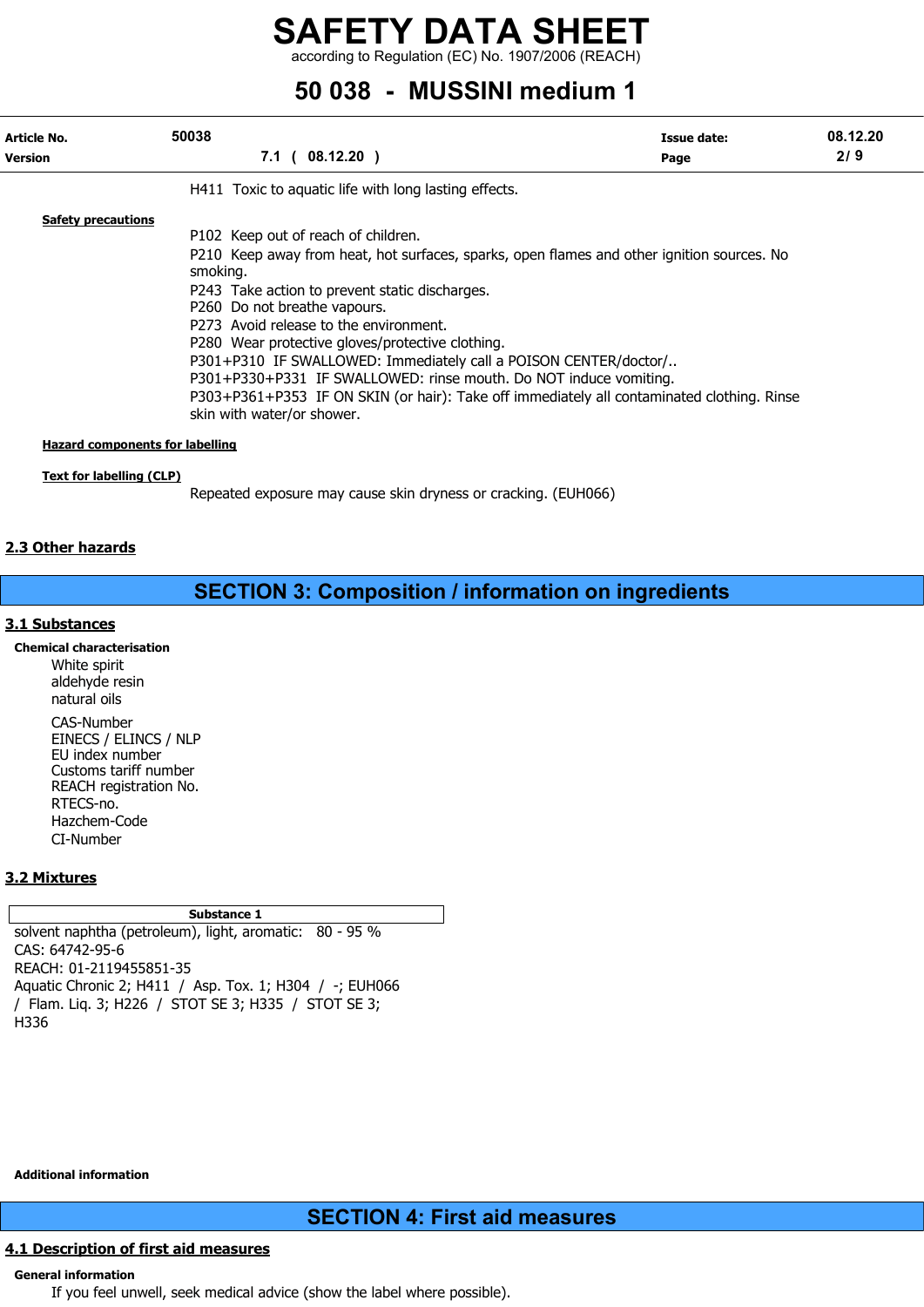H411 Toxic to aquatic life with long lasting effects.

**Safety precautions**

P102 Keep out of reach of children.
P210 Keep away from heat, hot surfaces, sparks, open flames and other ignition sources. No smoking.
P243 Take action to prevent static discharges.
P260 Do not breathe vapours.
P273 Avoid release to the environment.
P280 Wear protective gloves/protective clothing.
P301+P310 IF SWALLOWED: Immediately call a POISON CENTER/doctor/..
P301+P330+P331 IF SWALLOWED: rinse mouth. Do NOT induce vomiting.
P303+P361+P353 IF ON SKIN (or hair): Take off immediately all contaminated clothing. Rinse skin with water/or shower.

**Hazard components for labelling**

**Text for labelling (CLP)**

Repeated exposure may cause skin dryness or cracking. (EUH066)

## 2.3 Other hazards

# SECTION 3: Composition / information on ingredients

## 3.1 Substances

**Chemical characterisation**

White spirit
aldehyde resin
natural oils

CAS-Number
EINECS / ELINCS / NLP
EU index number
Customs tariff number
REACH registration No.
RTECS-no.
Hazchem-Code
CI-Number

## 3.2 Mixtures

| Substance 1 |
|---|
| solvent naphtha (petroleum), light, aromatic: 80 - 95 %<br>CAS: 64742-95-6<br>REACH: 01-2119455851-35<br>Aquatic Chronic 2; H411 / Asp. Tox. 1; H304 / -; EUH066 / Flam. Liq. 3; H226 / STOT SE 3; H335 / STOT SE 3; H336 |

**Additional information**

# SECTION 4: First aid measures

## 4.1 Description of first aid measures

**General information**

If you feel unwell, seek medical advice (show the label where possible).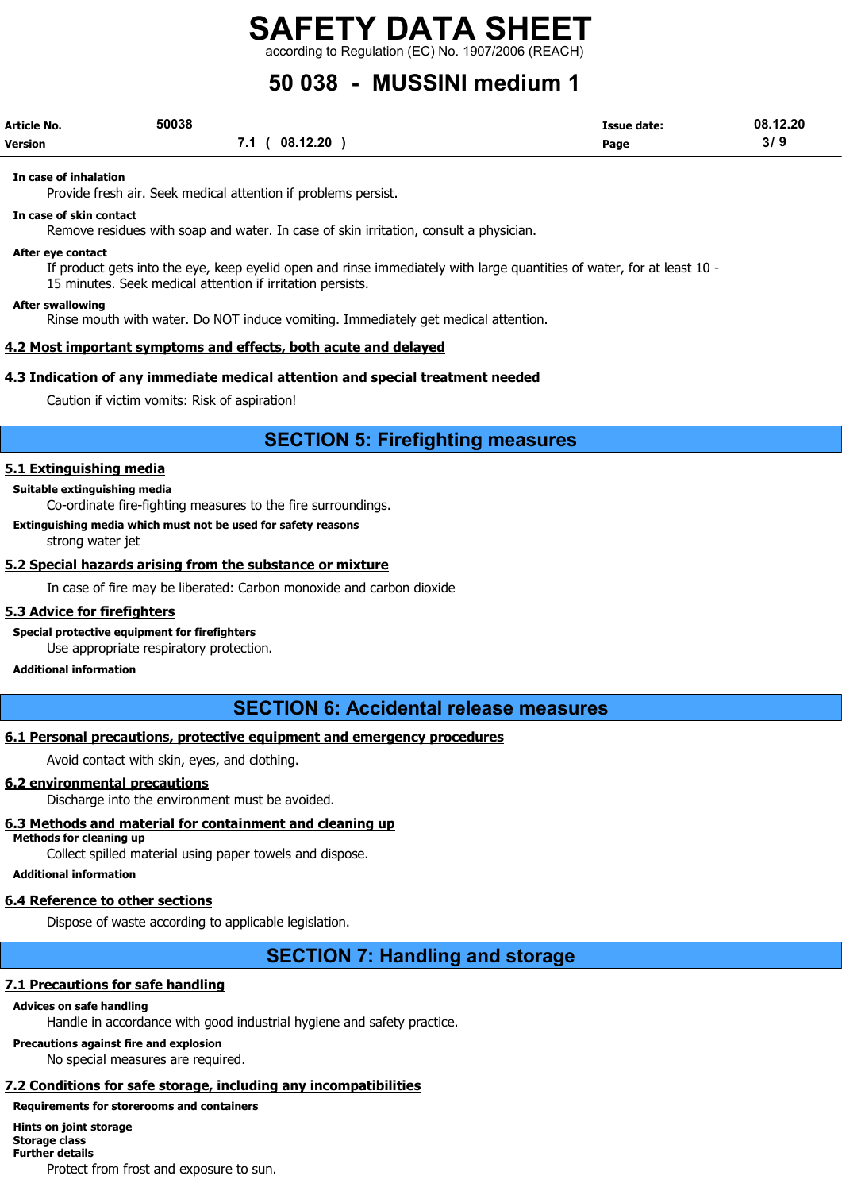**In case of inhalation**

Provide fresh air. Seek medical attention if problems persist.

**In case of skin contact**

Remove residues with soap and water. In case of skin irritation, consult a physician.

**After eye contact**

If product gets into the eye, keep eyelid open and rinse immediately with large quantities of water, for at least 10 - 15 minutes. Seek medical attention if irritation persists.

**After swallowing**

Rinse mouth with water. Do NOT induce vomiting. Immediately get medical attention.

### 4.2 Most important symptoms and effects, both acute and delayed

### 4.3 Indication of any immediate medical attention and special treatment needed

Caution if victim vomits: Risk of aspiration!

## SECTION 5: Firefighting measures

### 5.1 Extinguishing media

**Suitable extinguishing media**

Co-ordinate fire-fighting measures to the fire surroundings.

**Extinguishing media which must not be used for safety reasons**

strong water jet

### 5.2 Special hazards arising from the substance or mixture

In case of fire may be liberated: Carbon monoxide and carbon dioxide

### 5.3 Advice for firefighters

**Special protective equipment for firefighters**

Use appropriate respiratory protection.

**Additional information**

## SECTION 6: Accidental release measures

### 6.1 Personal precautions, protective equipment and emergency procedures

Avoid contact with skin, eyes, and clothing.

### 6.2 environmental precautions

Discharge into the environment must be avoided.

### 6.3 Methods and material for containment and cleaning up

**Methods for cleaning up**

Collect spilled material using paper towels and dispose.

**Additional information**

### 6.4 Reference to other sections

Dispose of waste according to applicable legislation.

## SECTION 7: Handling and storage

### 7.1 Precautions for safe handling

**Advices on safe handling**

Handle in accordance with good industrial hygiene and safety practice.

**Precautions against fire and explosion**

No special measures are required.

### 7.2 Conditions for safe storage, including any incompatibilities

**Requirements for storerooms and containers**

**Hints on joint storage**

**Storage class**

**Further details**

Protect from frost and exposure to sun.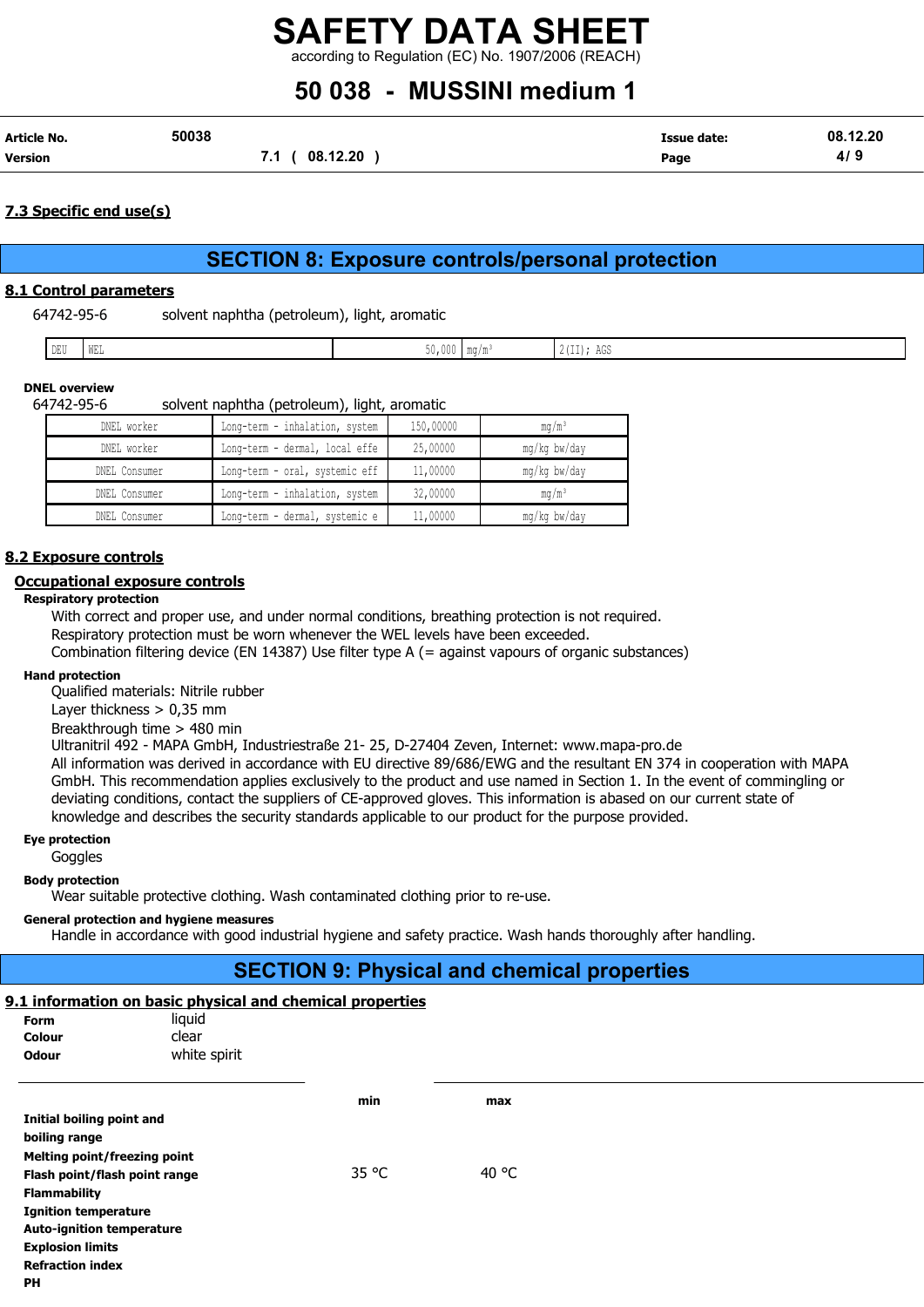### 7.3 Specific end use(s)

## SECTION 8: Exposure controls/personal protection

### 8.1 Control parameters

64742-95-6 solvent naphtha (petroleum), light, aromatic

| DEU | WEL | 50,000 | mg/m³ | 2(II); AGS |
|---|---|---|---|---|

**DNEL overview**

64742-95-6 solvent naphtha (petroleum), light, aromatic

| DNEL worker | Long-term - inhalation, system | 150,00000 | mg/m³ |
|---|---|---|---|
| DNEL worker | Long-term - dermal, local effe | 25,00000 | mg/kg bw/day |
| DNEL Consumer | Long-term - oral, systemic eff | 11,00000 | mg/kg bw/day |
| DNEL Consumer | Long-term - inhalation, system | 32,00000 | mg/m³ |
| DNEL Consumer | Long-term - dermal, systemic e | 11,00000 | mg/kg bw/day |

### 8.2 Exposure controls

#### Occupational exposure controls

**Respiratory protection**

With correct and proper use, and under normal conditions, breathing protection is not required.
Respiratory protection must be worn whenever the WEL levels have been exceeded.
Combination filtering device (EN 14387) Use filter type A (= against vapours of organic substances)

**Hand protection**

Qualified materials: Nitrile rubber
Layer thickness > 0,35 mm
Breakthrough time > 480 min
Ultranitril 492 - MAPA GmbH, Industriestraße 21- 25, D-27404 Zeven, Internet: www.mapa-pro.de
All information was derived in accordance with EU directive 89/686/EWG and the resultant EN 374 in cooperation with MAPA GmbH. This recommendation applies exclusively to the product and use named in Section 1. In the event of commingling or deviating conditions, contact the suppliers of CE-approved gloves. This information is abased on our current state of knowledge and describes the security standards applicable to our product for the purpose provided.

**Eye protection**

Goggles

**Body protection**

Wear suitable protective clothing. Wash contaminated clothing prior to re-use.

**General protection and hygiene measures**

Handle in accordance with good industrial hygiene and safety practice. Wash hands thoroughly after handling.

## SECTION 9: Physical and chemical properties

### 9.1 information on basic physical and chemical properties

**Form** liquid
**Colour** clear
**Odour** white spirit

| | min | max |
|---|---|---|
| **Initial boiling point and boiling range** | | |
| **Melting point/freezing point** | | |
| **Flash point/flash point range** | 35 °C | 40 °C |
| **Flammability** | | |
| **Ignition temperature** | | |
| **Auto-ignition temperature** | | |
| **Explosion limits** | | |
| **Refraction index** | | |
| **PH** | | |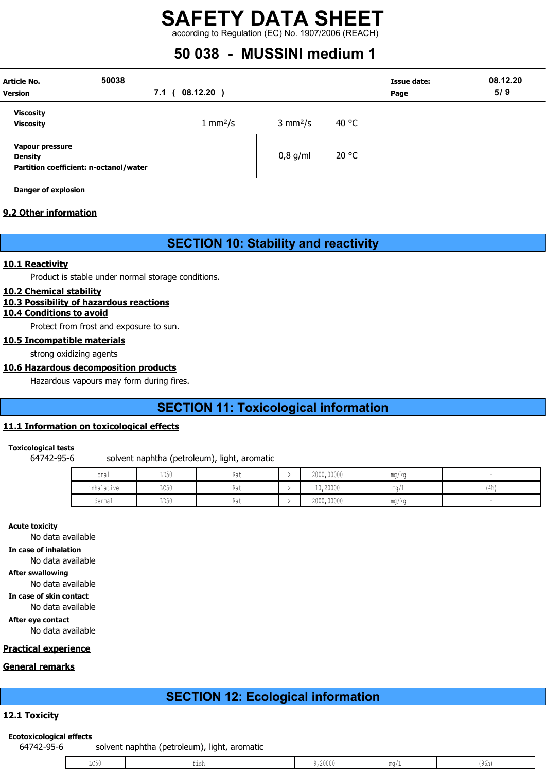**Viscosity**

| | | | |
|---|---|---|---|
| **Viscosity** | 1 mm²/s | 3 mm²/s | 40 °C |

| | | |
|---|---|---|
| **Vapour pressure**<br>**Density**<br>**Partition coefficient: n-octanol/water** | 0,8 g/ml | 20 °C |

**Danger of explosion**

## 9.2 Other information

# SECTION 10: Stability and reactivity

## 10.1 Reactivity

Product is stable under normal storage conditions.

## 10.2 Chemical stability

## 10.3 Possibility of hazardous reactions

## 10.4 Conditions to avoid

Protect from frost and exposure to sun.

## 10.5 Incompatible materials

strong oxidizing agents

## 10.6 Hazardous decomposition products

Hazardous vapours may form during fires.

# SECTION 11: Toxicological information

## 11.1 Information on toxicological effects

**Toxicological tests**

64742-95-6 solvent naphtha (petroleum), light, aromatic

| | | | | | | |
|---|---|---|---|---|---|---|
| oral | LD50 | Rat | > | 2000,00000 | mg/kg | - |
| inhalative | LC50 | Rat | > | 10,20000 | mg/L | (4h) |
| dermal | LD50 | Rat | > | 2000,00000 | mg/kg | - |

**Acute toxicity**

No data available

**In case of inhalation**

No data available

**After swallowing**

No data available

**In case of skin contact**

No data available

**After eye contact**

No data available

## Practical experience

## General remarks

# SECTION 12: Ecological information

## 12.1 Toxicity

**Ecotoxicological effects**

64742-95-6 solvent naphtha (petroleum), light, aromatic

| | | | | | |
|---|---|---|---|---|---|
| LC50 | fish | | 9,20000 | mg/L | (96h) |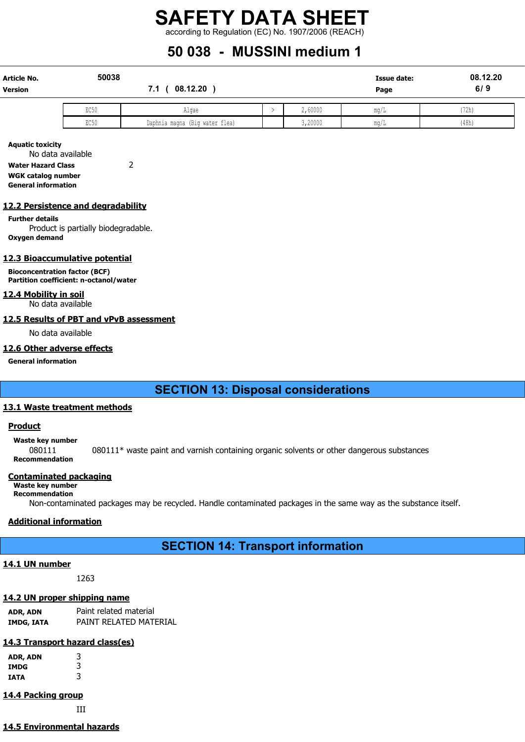| EC50 | Algae | > | 2,60000 | mg/L | (72h) |
|---|---|---|---|---|---|
| EC50 | Daphnia magna (Big water flea) | | 3,20000 | mg/L | (48h) |

**Aquatic toxicity**
No data available

**Water Hazard Class** 2

**WGK catalog number**

**General information**

## 12.2 Persistence and degradability

**Further details**
Product is partially biodegradable.

**Oxygen demand**

## 12.3 Bioaccumulative potential

**Bioconcentration factor (BCF)**

**Partition coefficient: n-octanol/water**

## 12.4 Mobility in soil

No data available

## 12.5 Results of PBT and vPvB assessment

No data available

## 12.6 Other adverse effects

**General information**

# SECTION 13: Disposal considerations

## 13.1 Waste treatment methods

### Product

**Waste key number**
080111 080111* waste paint and varnish containing organic solvents or other dangerous substances

**Recommendation**

### Contaminated packaging

**Waste key number**

**Recommendation**
Non-contaminated packages may be recycled. Handle contaminated packages in the same way as the substance itself.

### Additional information

# SECTION 14: Transport information

## 14.1 UN number

1263

## 14.2 UN proper shipping name

**ADR, ADN** Paint related material
**IMDG, IATA** PAINT RELATED MATERIAL

## 14.3 Transport hazard class(es)

**ADR, ADN** 3
**IMDG** 3
**IATA** 3

## 14.4 Packing group

III

## 14.5 Environmental hazards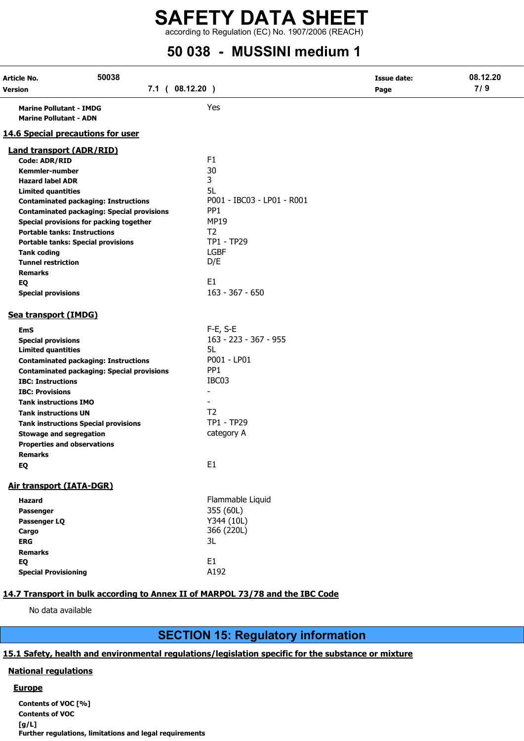| | |
|---|---|
| **Marine Pollutant - IMDG** | Yes |
| **Marine Pollutant - ADN** | |

## 14.6 Special precautions for user

### Land transport (ADR/RID)

| | |
|---|---|
| **Code: ADR/RID** | F1 |
| **Kemmler-number** | 30 |
| **Hazard label ADR** | 3 |
| **Limited quantities** | 5L |
| **Contaminated packaging: Instructions** | P001 - IBC03 - LP01 - R001 |
| **Contaminated packaging: Special provisions** | PP1 |
| **Special provisions for packing together** | MP19 |
| **Portable tanks: Instructions** | T2 |
| **Portable tanks: Special provisions** | TP1 - TP29 |
| **Tank coding** | LGBF |
| **Tunnel restriction** | D/E |
| **Remarks** | |
| **EQ** | E1 |
| **Special provisions** | 163 - 367 - 650 |

### Sea transport (IMDG)

| | |
|---|---|
| **EmS** | F-E, S-E |
| **Special provisions** | 163 - 223 - 367 - 955 |
| **Limited quantities** | 5L |
| **Contaminated packaging: Instructions** | P001 - LP01 |
| **Contaminated packaging: Special provisions** | PP1 |
| **IBC: Instructions** | IBC03 |
| **IBC: Provisions** | - |
| **Tank instructions IMO** | - |
| **Tank instructions UN** | T2 |
| **Tank instructions Special provisions** | TP1 - TP29 |
| **Stowage and segregation** | category A |
| **Properties and observations** | |
| **Remarks** | |
| **EQ** | E1 |

### Air transport (IATA-DGR)

| | |
|---|---|
| **Hazard** | Flammable Liquid |
| **Passenger** | 355 (60L) |
| **Passenger LQ** | Y344 (10L) |
| **Cargo** | 366 (220L) |
| **ERG** | 3L |
| **Remarks** | |
| **EQ** | E1 |
| **Special Provisioning** | A192 |

## 14.7 Transport in bulk according to Annex II of MARPOL 73/78 and the IBC Code

No data available

# SECTION 15: Regulatory information

## 15.1 Safety, health and environmental regulations/legislation specific for the substance or mixture

### National regulations

#### Europe

**Contents of VOC [%]**

**Contents of VOC [g/L]**

**Further regulations, limitations and legal requirements**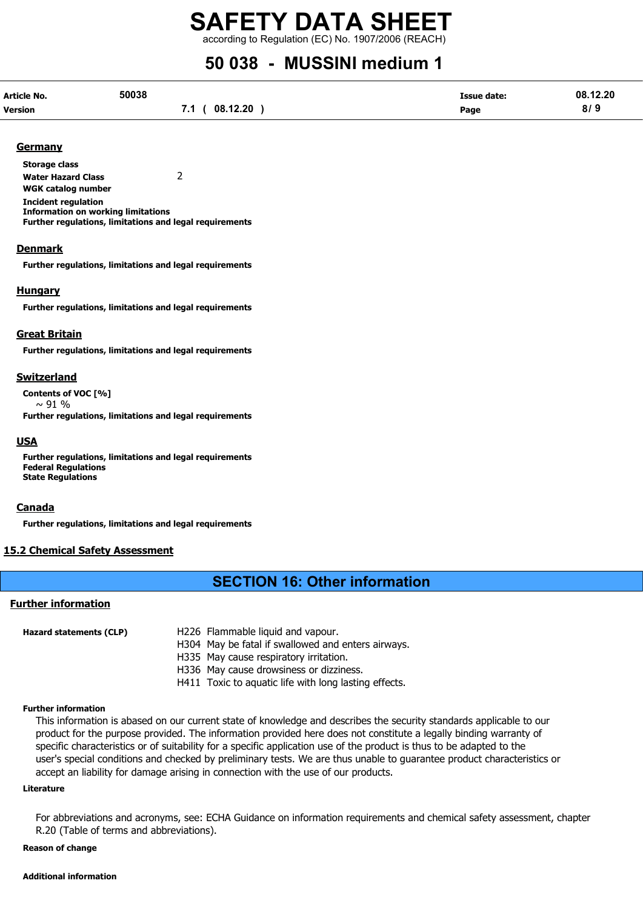## Germany

**Storage class**

**Water Hazard Class** 2

**WGK catalog number**

**Incident regulation**

**Information on working limitations**

**Further regulations, limitations and legal requirements**

## Denmark

**Further regulations, limitations and legal requirements**

## Hungary

**Further regulations, limitations and legal requirements**

## Great Britain

**Further regulations, limitations and legal requirements**

## Switzerland

**Contents of VOC [%]**

~ 91 %

**Further regulations, limitations and legal requirements**

## USA

**Further regulations, limitations and legal requirements**

**Federal Regulations**

**State Regulations**

## Canada

**Further regulations, limitations and legal requirements**

## 15.2 Chemical Safety Assessment

# SECTION 16: Other information

## Further information

**Hazard statements (CLP)**

- H226 Flammable liquid and vapour.
- H304 May be fatal if swallowed and enters airways.
- H335 May cause respiratory irritation.
- H336 May cause drowsiness or dizziness.
- H411 Toxic to aquatic life with long lasting effects.

**Further information**

This information is abased on our current state of knowledge and describes the security standards applicable to our product for the purpose provided. The information provided here does not constitute a legally binding warranty of specific characteristics or of suitability for a specific application use of the product is thus to be adapted to the user's special conditions and checked by preliminary tests. We are thus unable to guarantee product characteristics or accept an liability for damage arising in connection with the use of our products.

**Literature**

For abbreviations and acronyms, see: ECHA Guidance on information requirements and chemical safety assessment, chapter R.20 (Table of terms and abbreviations).

**Reason of change**

**Additional information**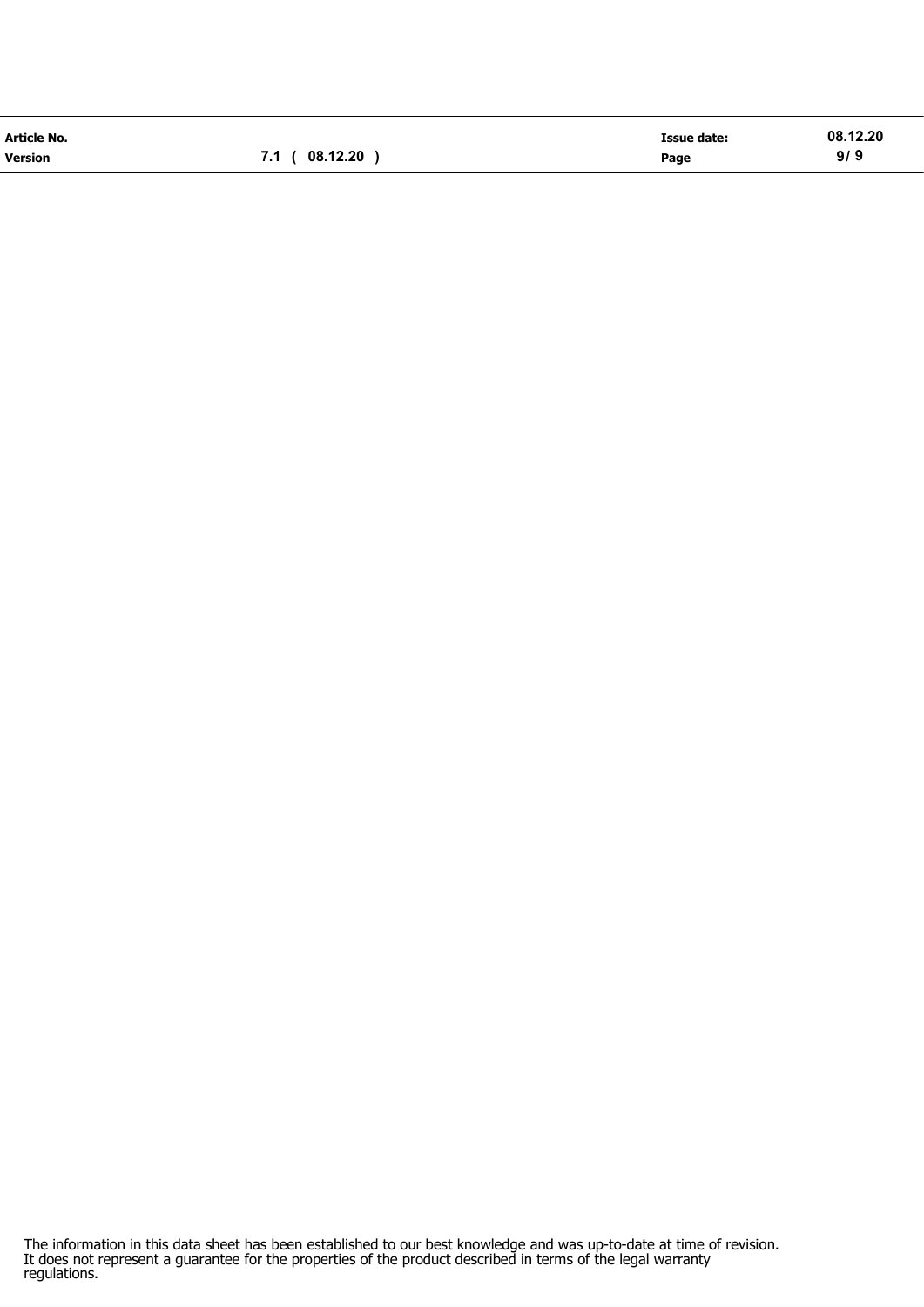The information in this data sheet has been established to our best knowledge and was up-to-date at time of revision. It does not represent a guarantee for the properties of the product described in terms of the legal warranty regulations.